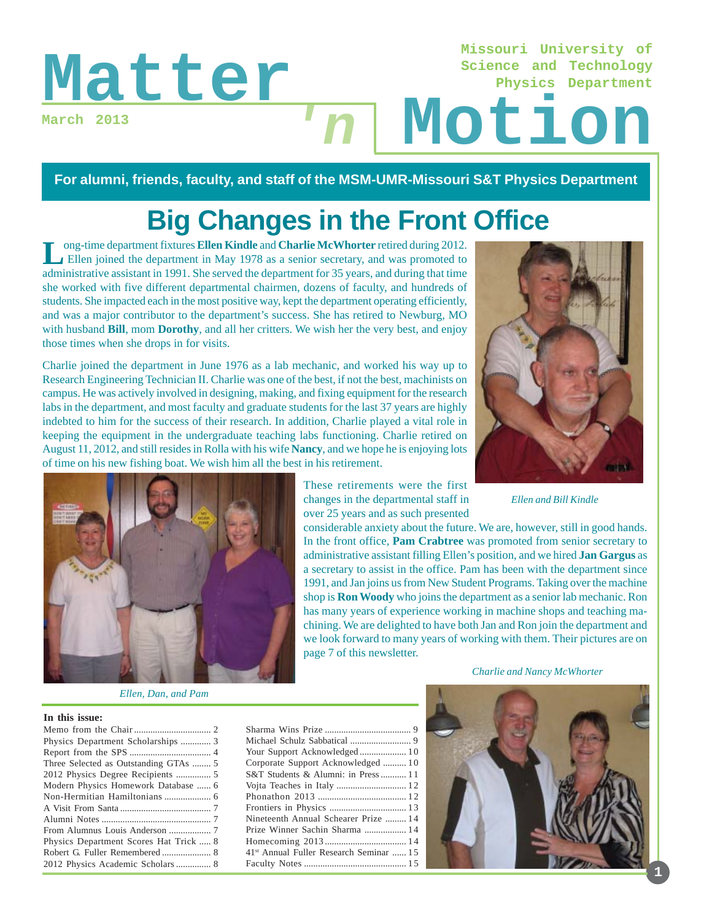# Matter 'n Motion

Missouri University of Science and Technology Physics Department

March 2013

**For alumni, friends, faculty, and staff of the MSM-UMR-Missouri S&T Physics Department**

## Big Changes in the Front Office

Long-time department fixtures **Ellen Kindle** and **Charlie McWhorter** retired during 2012. Ellen joined the department in May 1978 as a senior secretary, and was promoted to administrative assistant in 1991. She served the department for 35 years, and during that time she worked with five different departmental chairmen, dozens of faculty, and hundreds of students. She impacted each in the most positive way, kept the department operating efficiently, and was a major contributor to the department's success. She has retired to Newburg, MO with husband **Bill**, mom **Dorothy**, and all her critters. We wish her the very best, and enjoy those times when she drops in for visits.

Charlie joined the department in June 1976 as a lab mechanic, and worked his way up to Research Engineering Technician II. Charlie was one of the best, if not the best, machinists on campus. He was actively involved in designing, making, and fixing equipment for the research labs in the department, and most faculty and graduate students for the last 37 years are highly indebted to him for the success of their research. In addition, Charlie played a vital role in keeping the equipment in the undergraduate teaching labs functioning. Charlie retired on August 11, 2012, and still resides in Rolla with his wife **Nancy**, and we hope he is enjoying lots of time on his new fishing boat. We wish him all the best in his retirement.

*Ellen and Bill Kindle*

These retirements were the first changes in the departmental staff in over 25 years and as such presented considerable anxiety about the future. We are, however, still in good hands. In the front office, **Pam Crabtree** was promoted from senior secretary to administrative assistant filling Ellen's position, and we hired **Jan Gargus** as a secretary to assist in the office. Pam has been with the department since 1991, and Jan joins us from New Student Programs. Taking over the machine shop is **Ron Woody** who joins the department as a senior lab mechanic. Ron has many years of experience working in machine shops and teaching machining. We are delighted to have both Jan and Ron join the department and we look forward to many years of working with them. Their pictures are on page 7 of this newsletter.

*Ellen, Dan, and Pam*

*Charlie and Nancy McWhorter*

**In this issue:**

- Memo from the Chair ........ 2
- Physics Department Scholarships ........ 3
- Report from the SPS ........ 4
- Three Selected as Outstanding GTAs ........ 5
- 2012 Physics Degree Recipients ........ 5
- Modern Physics Homework Database ........ 6
- Non-Hermitian Hamiltonians ........ 6
- A Visit From Santa ........ 7
- Alumni Notes ........ 7
- From Alumnus Louis Anderson ........ 7
- Physics Department Scores Hat Trick ........ 8
- Robert G. Fuller Remembered ........ 8
- 2012 Physics Academic Scholars ........ 8
- Sharma Wins Prize ........ 9
- Michael Schulz Sabbatical ........ 9
- Your Support Acknowledged ........ 10
- Corporate Support Acknowledged ........ 10
- S&T Students & Alumni: in Press ........ 11
- Vojta Teaches in Italy ........ 12
- Phonathon 2013 ........ 12
- Frontiers in Physics ........ 13
- Nineteenth Annual Schearer Prize ........ 14
- Prize Winner Sachin Sharma ........ 14
- Homecoming 2013 ........ 14
- 41st Annual Fuller Research Seminar ........ 15
- Faculty Notes ........ 15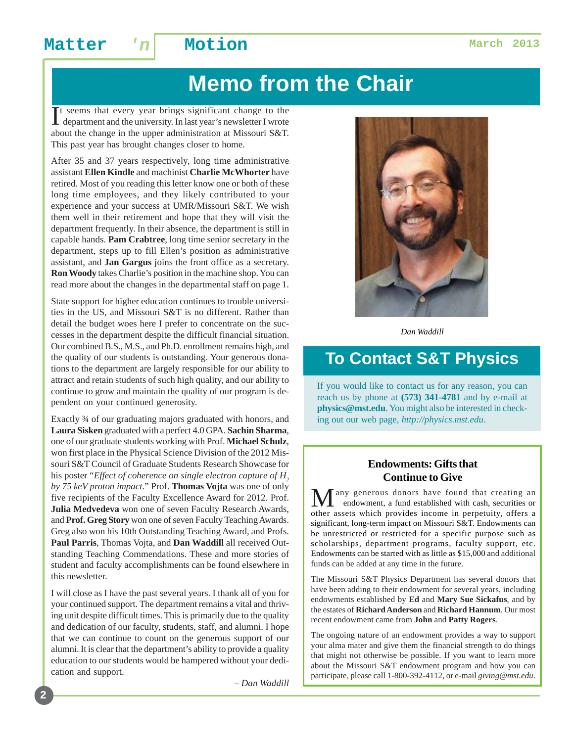# Memo from the Chair

It seems that every year brings significant change to the department and the university. In last year's newsletter I wrote about the change in the upper administration at Missouri S&T. This past year has brought changes closer to home.

After 35 and 37 years respectively, long time administrative assistant **Ellen Kindle** and machinist **Charlie McWhorter** have retired. Most of you reading this letter know one or both of these long time employees, and they likely contributed to your experience and your success at UMR/Missouri S&T. We wish them well in their retirement and hope that they will visit the department frequently. In their absence, the department is still in capable hands. **Pam Crabtree**, long time senior secretary in the department, steps up to fill Ellen's position as administrative assistant, and **Jan Gargus** joins the front office as a secretary. **Ron Woody** takes Charlie's position in the machine shop. You can read more about the changes in the departmental staff on page 1.

State support for higher education continues to trouble universities in the US, and Missouri S&T is no different. Rather than detail the budget woes here I prefer to concentrate on the successes in the department despite the difficult financial situation. Our combined B.S., M.S., and Ph.D. enrollment remains high, and the quality of our students is outstanding. Your generous donations to the department are largely responsible for our ability to attract and retain students of such high quality, and our ability to continue to grow and maintain the quality of our program is dependent on your continued generosity.

Exactly ¾ of our graduating majors graduated with honors, and **Laura Sisken** graduated with a perfect 4.0 GPA. **Sachin Sharma**, one of our graduate students working with Prof. **Michael Schulz**, won first place in the Physical Science Division of the 2012 Missouri S&T Council of Graduate Students Research Showcase for his poster "*Effect of coherence on single electron capture of $H_2$ by 75 keV proton impact*." Prof. **Thomas Vojta** was one of only five recipients of the Faculty Excellence Award for 2012. Prof. **Julia Medvedeva** won one of seven Faculty Research Awards, and **Prof. Greg Story** won one of seven Faculty Teaching Awards. Greg also won his 10th Outstanding Teaching Award, and Profs. **Paul Parris**, Thomas Vojta, and **Dan Waddill** all received Outstanding Teaching Commendations. These and more stories of student and faculty accomplishments can be found elsewhere in this newsletter.

I will close as I have the past several years. I thank all of you for your continued support. The department remains a vital and thriving unit despite difficult times. This is primarily due to the quality and dedication of our faculty, students, staff, and alumni. I hope that we can continue to count on the generous support of our alumni. It is clear that the department's ability to provide a quality education to our students would be hampered without your dedication and support.

*– Dan Waddill*

*Dan Waddill*

## To Contact S&T Physics

If you would like to contact us for any reason, you can reach us by phone at **(573) 341-4781** and by e-mail at **physics@mst.edu**. You might also be interested in checking out our web page, *http://physics.mst.edu*.

### Endowments: Gifts that Continue to Give

Many generous donors have found that creating an endowment, a fund established with cash, securities or other assets which provides income in perpetuity, offers a significant, long-term impact on Missouri S&T. Endowments can be unrestricted or restricted for a specific purpose such as scholarships, department programs, faculty support, etc. Endowments can be started with as little as $15,000 and additional funds can be added at any time in the future.

The Missouri S&T Physics Department has several donors that have been adding to their endowment for several years, including endowments established by **Ed** and **Mary Sue Sickafus**, and by the estates of **Richard Anderson** and **Richard Hannum**. Our most recent endowment came from **John** and **Patty Rogers**.

The ongoing nature of an endowment provides a way to support your alma mater and give them the financial strength to do things that might not otherwise be possible. If you want to learn more about the Missouri S&T endowment program and how you can participate, please call 1-800-392-4112, or e-mail *giving@mst.edu*.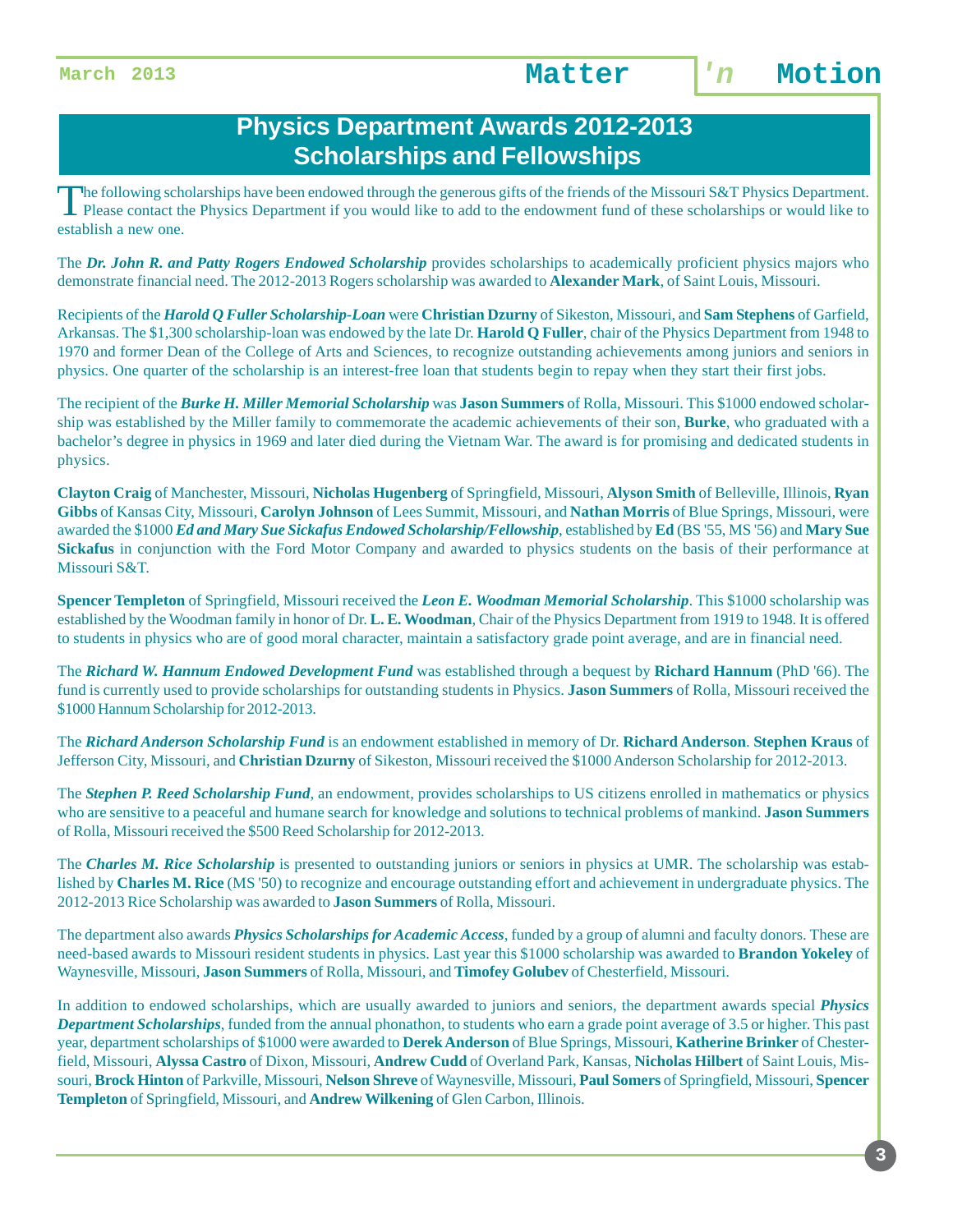# Physics Department Awards 2012-2013
# Scholarships and Fellowships

The following scholarships have been endowed through the generous gifts of the friends of the Missouri S&T Physics Department. Please contact the Physics Department if you would like to add to the endowment fund of these scholarships or would like to establish a new one.

The ***Dr. John R. and Patty Rogers Endowed Scholarship*** provides scholarships to academically proficient physics majors who demonstrate financial need. The 2012-2013 Rogers scholarship was awarded to **Alexander Mark**, of Saint Louis, Missouri.

Recipients of the ***Harold Q Fuller Scholarship-Loan*** were **Christian Dzurny** of Sikeston, Missouri, and **Sam Stephens** of Garfield, Arkansas. The $1,300 scholarship-loan was endowed by the late Dr. **Harold Q Fuller**, chair of the Physics Department from 1948 to 1970 and former Dean of the College of Arts and Sciences, to recognize outstanding achievements among juniors and seniors in physics. One quarter of the scholarship is an interest-free loan that students begin to repay when they start their first jobs.

The recipient of the ***Burke H. Miller Memorial Scholarship*** was **Jason Summers** of Rolla, Missouri. This $1000 endowed scholarship was established by the Miller family to commemorate the academic achievements of their son, **Burke**, who graduated with a bachelor's degree in physics in 1969 and later died during the Vietnam War. The award is for promising and dedicated students in physics.

**Clayton Craig** of Manchester, Missouri, **Nicholas Hugenberg** of Springfield, Missouri, **Alyson Smith** of Belleville, Illinois, **Ryan Gibbs** of Kansas City, Missouri, **Carolyn Johnson** of Lees Summit, Missouri, and **Nathan Morris** of Blue Springs, Missouri, were awarded the $1000 ***Ed and Mary Sue Sickafus Endowed Scholarship/Fellowship***, established by **Ed** (BS '55, MS '56) and **Mary Sue Sickafus** in conjunction with the Ford Motor Company and awarded to physics students on the basis of their performance at Missouri S&T.

**Spencer Templeton** of Springfield, Missouri received the ***Leon E. Woodman Memorial Scholarship***. This $1000 scholarship was established by the Woodman family in honor of Dr. **L. E. Woodman**, Chair of the Physics Department from 1919 to 1948. It is offered to students in physics who are of good moral character, maintain a satisfactory grade point average, and are in financial need.

The ***Richard W. Hannum Endowed Development Fund*** was established through a bequest by **Richard Hannum** (PhD '66). The fund is currently used to provide scholarships for outstanding students in Physics. **Jason Summers** of Rolla, Missouri received the $1000 Hannum Scholarship for 2012-2013.

The ***Richard Anderson Scholarship Fund*** is an endowment established in memory of Dr. **Richard Anderson**. **Stephen Kraus** of Jefferson City, Missouri, and **Christian Dzurny** of Sikeston, Missouri received the $1000 Anderson Scholarship for 2012-2013.

The ***Stephen P. Reed Scholarship Fund***, an endowment, provides scholarships to US citizens enrolled in mathematics or physics who are sensitive to a peaceful and humane search for knowledge and solutions to technical problems of mankind. **Jason Summers** of Rolla, Missouri received the $500 Reed Scholarship for 2012-2013.

The ***Charles M. Rice Scholarship*** is presented to outstanding juniors or seniors in physics at UMR. The scholarship was established by **Charles M. Rice** (MS '50) to recognize and encourage outstanding effort and achievement in undergraduate physics. The 2012-2013 Rice Scholarship was awarded to **Jason Summers** of Rolla, Missouri.

The department also awards ***Physics Scholarships for Academic Access***, funded by a group of alumni and faculty donors. These are need-based awards to Missouri resident students in physics. Last year this $1000 scholarship was awarded to **Brandon Yokeley** of Waynesville, Missouri, **Jason Summers** of Rolla, Missouri, and **Timofey Golubev** of Chesterfield, Missouri.

In addition to endowed scholarships, which are usually awarded to juniors and seniors, the department awards special ***Physics Department Scholarships***, funded from the annual phonathon, to students who earn a grade point average of 3.5 or higher. This past year, department scholarships of $1000 were awarded to **Derek Anderson** of Blue Springs, Missouri, **Katherine Brinker** of Chesterfield, Missouri, **Alyssa Castro** of Dixon, Missouri, **Andrew Cudd** of Overland Park, Kansas, **Nicholas Hilbert** of Saint Louis, Missouri, **Brock Hinton** of Parkville, Missouri, **Nelson Shreve** of Waynesville, Missouri, **Paul Somers** of Springfield, Missouri, **Spencer Templeton** of Springfield, Missouri, and **Andrew Wilkening** of Glen Carbon, Illinois.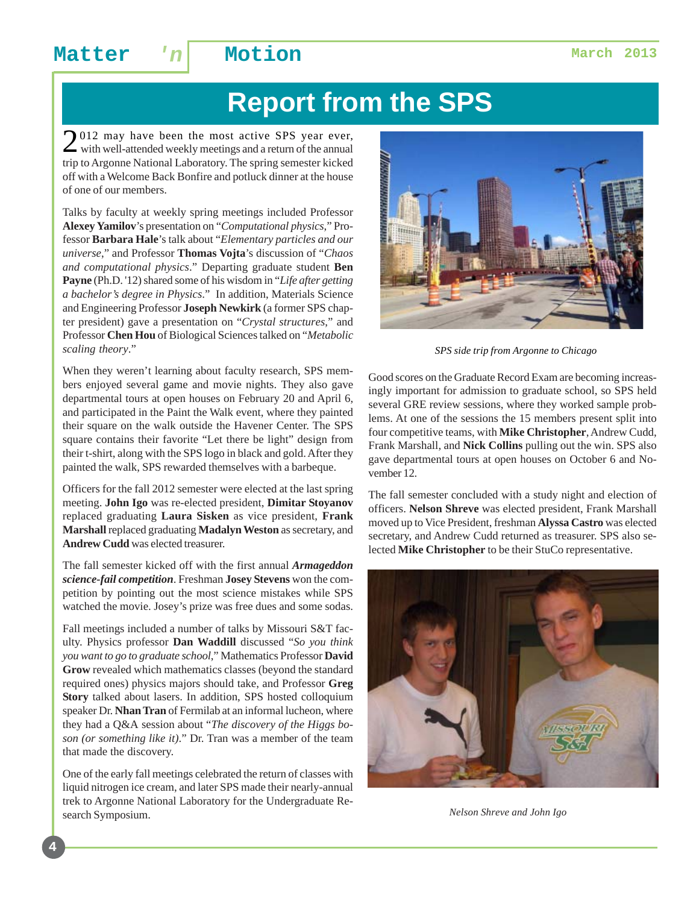# Report from the SPS

2012 may have been the most active SPS year ever, with well-attended weekly meetings and a return of the annual trip to Argonne National Laboratory. The spring semester kicked off with a Welcome Back Bonfire and potluck dinner at the house of one of our members.

Talks by faculty at weekly spring meetings included Professor **Alexey Yamilov**'s presentation on "*Computational physics*," Professor **Barbara Hale**'s talk about "*Elementary particles and our universe*," and Professor **Thomas Vojta**'s discussion of "*Chaos and computational physics*." Departing graduate student **Ben Payne** (Ph.D. '12) shared some of his wisdom in "*Life after getting a bachelor's degree in Physics*." In addition, Materials Science and Engineering Professor **Joseph Newkirk** (a former SPS chapter president) gave a presentation on "*Crystal structures*," and Professor **Chen Hou** of Biological Sciences talked on "*Metabolic scaling theory*."

When they weren't learning about faculty research, SPS members enjoyed several game and movie nights. They also gave departmental tours at open houses on February 20 and April 6, and participated in the Paint the Walk event, where they painted their square on the walk outside the Havener Center. The SPS square contains their favorite "Let there be light" design from their t-shirt, along with the SPS logo in black and gold. After they painted the walk, SPS rewarded themselves with a barbeque.

Officers for the fall 2012 semester were elected at the last spring meeting. **John Igo** was re-elected president, **Dimitar Stoyanov** replaced graduating **Laura Sisken** as vice president, **Frank Marshall** replaced graduating **Madalyn Weston** as secretary, and **Andrew Cudd** was elected treasurer.

The fall semester kicked off with the first annual ***Armageddon science-fail competition***. Freshman **Josey Stevens** won the competition by pointing out the most science mistakes while SPS watched the movie. Josey's prize was free dues and some sodas.

Fall meetings included a number of talks by Missouri S&T faculty. Physics professor **Dan Waddill** discussed "*So you think you want to go to graduate school*," Mathematics Professor **David Grow** revealed which mathematics classes (beyond the standard required ones) physics majors should take, and Professor **Greg Story** talked about lasers. In addition, SPS hosted colloquium speaker Dr. **Nhan Tran** of Fermilab at an informal lucheon, where they had a Q&A session about "*The discovery of the Higgs boson (or something like it)*." Dr. Tran was a member of the team that made the discovery.

One of the early fall meetings celebrated the return of classes with liquid nitrogen ice cream, and later SPS made their nearly-annual trek to Argonne National Laboratory for the Undergraduate Research Symposium.

*SPS side trip from Argonne to Chicago*

Good scores on the Graduate Record Exam are becoming increasingly important for admission to graduate school, so SPS held several GRE review sessions, where they worked sample problems. At one of the sessions the 15 members present split into four competitive teams, with **Mike Christopher**, Andrew Cudd, Frank Marshall, and **Nick Collins** pulling out the win. SPS also gave departmental tours at open houses on October 6 and November 12.

The fall semester concluded with a study night and election of officers. **Nelson Shreve** was elected president, Frank Marshall moved up to Vice President, freshman **Alyssa Castro** was elected secretary, and Andrew Cudd returned as treasurer. SPS also selected **Mike Christopher** to be their StuCo representative.

*Nelson Shreve and John Igo*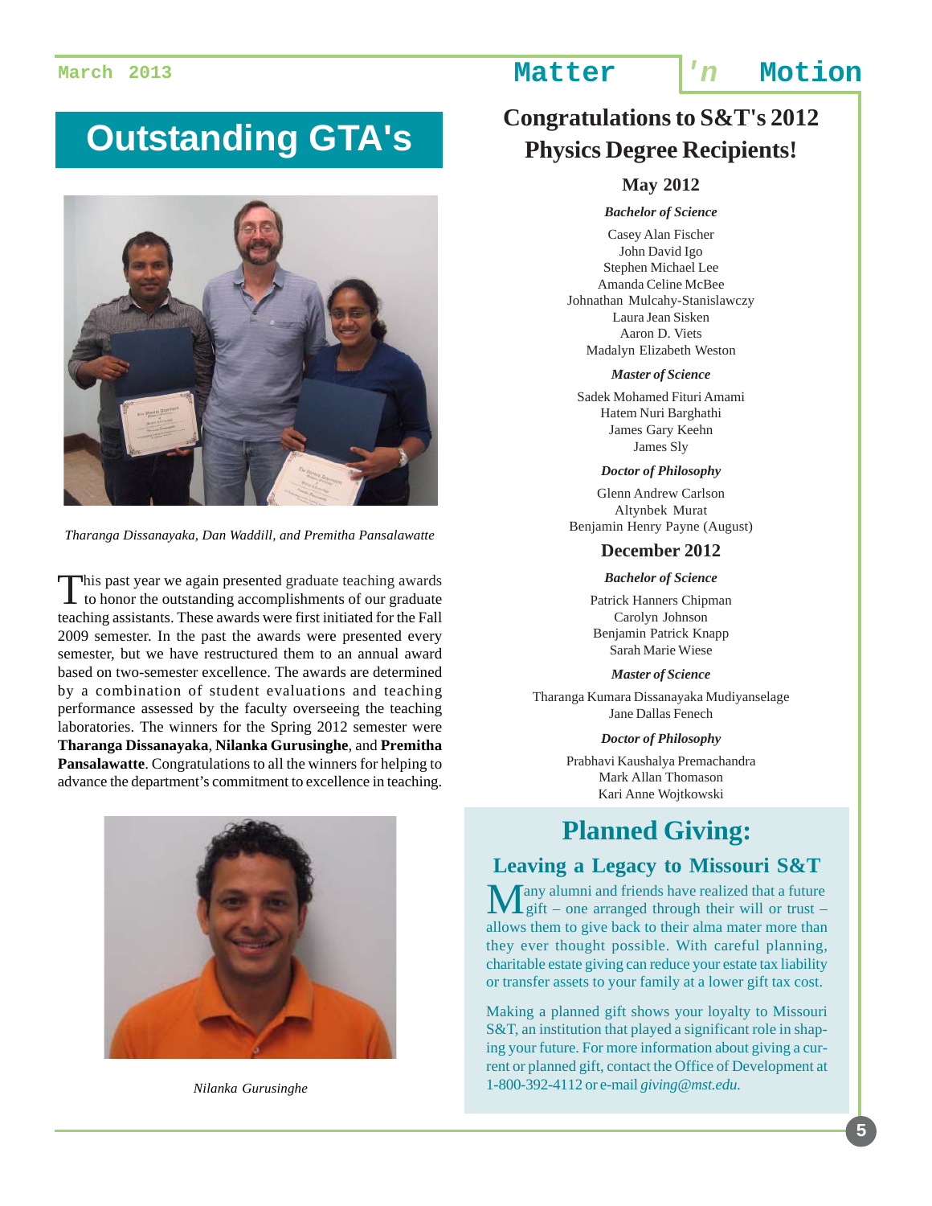# Outstanding GTA's

*Tharanga Dissanayaka, Dan Waddill, and Premitha Pansalawatte*

This past year we again presented graduate teaching awards to honor the outstanding accomplishments of our graduate teaching assistants. These awards were first initiated for the Fall 2009 semester. In the past the awards were presented every semester, but we have restructured them to an annual award based on two-semester excellence. The awards are determined by a combination of student evaluations and teaching performance assessed by the faculty overseeing the teaching laboratories. The winners for the Spring 2012 semester were **Tharanga Dissanayaka**, **Nilanka Gurusinghe**, and **Premitha Pansalawatte**. Congratulations to all the winners for helping to advance the department's commitment to excellence in teaching.

*Nilanka Gurusinghe*

# Congratulations to S&T's 2012 Physics Degree Recipients!

## May 2012

***Bachelor of Science***

Casey Alan Fischer
John David Igo
Stephen Michael Lee
Amanda Celine McBee
Johnathan Mulcahy-Stanislawczy
Laura Jean Sisken
Aaron D. Viets
Madalyn Elizabeth Weston

***Master of Science***

Sadek Mohamed Fituri Amami
Hatem Nuri Barghathi
James Gary Keehn
James Sly

***Doctor of Philosophy***

Glenn Andrew Carlson
Altynbek Murat
Benjamin Henry Payne (August)

## December 2012

***Bachelor of Science***

Patrick Hanners Chipman
Carolyn Johnson
Benjamin Patrick Knapp
Sarah Marie Wiese

***Master of Science***

Tharanga Kumara Dissanayaka Mudiyanselage
Jane Dallas Fenech

***Doctor of Philosophy***

Prabhavi Kaushalya Premachandra
Mark Allan Thomason
Kari Anne Wojtkowski

# Planned Giving:

## Leaving a Legacy to Missouri S&T

Many alumni and friends have realized that a future gift – one arranged through their will or trust – allows them to give back to their alma mater more than they ever thought possible. With careful planning, charitable estate giving can reduce your estate tax liability or transfer assets to your family at a lower gift tax cost.

Making a planned gift shows your loyalty to Missouri S&T, an institution that played a significant role in shaping your future. For more information about giving a current or planned gift, contact the Office of Development at 1-800-392-4112 or e-mail *giving@mst.edu.*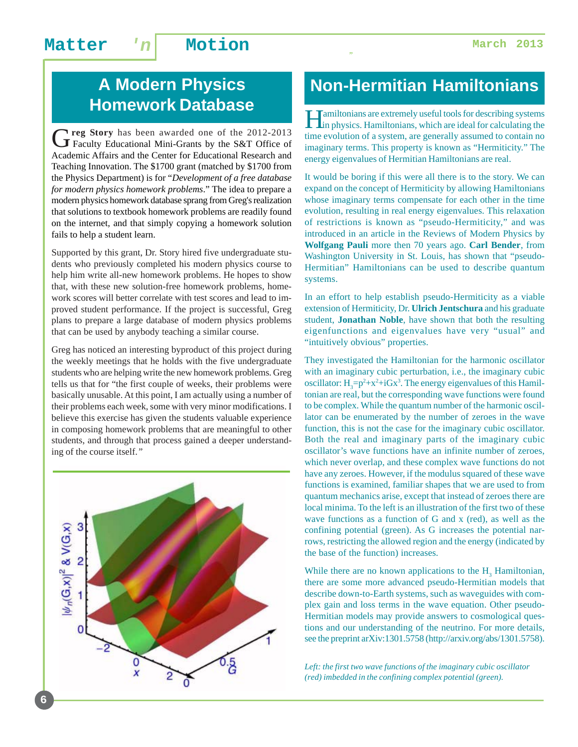## A Modern Physics Homework Database

Greg **Story** has been awarded one of the 2012-2013 Faculty Educational Mini-Grants by the S&T Office of Academic Affairs and the Center for Educational Research and Teaching Innovation. The $1700 grant (matched by $1700 from the Physics Department) is for "*Development of a free database for modern physics homework problems*." The idea to prepare a modern physics homework database sprang from Greg's realization that solutions to textbook homework problems are readily found on the internet, and that simply copying a homework solution fails to help a student learn.

Supported by this grant, Dr. Story hired five undergraduate students who previously completed his modern physics course to help him write all-new homework problems. He hopes to show that, with these new solution-free homework problems, homework scores will better correlate with test scores and lead to improved student performance. If the project is successful, Greg plans to prepare a large database of modern physics problems that can be used by anybody teaching a similar course.

Greg has noticed an interesting byproduct of this project during the weekly meetings that he holds with the five undergraduate students who are helping write the new homework problems. Greg tells us that for "the first couple of weeks, their problems were basically unusable. At this point, I am actually using a number of their problems each week, some with very minor modifications. I believe this exercise has given the students valuable experience in composing homework problems that are meaningful to other students, and through that process gained a deeper understanding of the course itself."

## Non-Hermitian Hamiltonians

Hamiltonians are extremely useful tools for describing systems in physics. Hamiltonians, which are ideal for calculating the time evolution of a system, are generally assumed to contain no imaginary terms. This property is known as "Hermiticity." The energy eigenvalues of Hermitian Hamiltonians are real.

It would be boring if this were all there is to the story. We can expand on the concept of Hermiticity by allowing Hamiltonians whose imaginary terms compensate for each other in the time evolution, resulting in real energy eigenvalues. This relaxation of restrictions is known as "pseudo-Hermiticity," and was introduced in an article in the Reviews of Modern Physics by **Wolfgang Pauli** more then 70 years ago. **Carl Bender**, from Washington University in St. Louis, has shown that "pseudo-Hermitian" Hamiltonians can be used to describe quantum systems.

In an effort to help establish pseudo-Hermiticity as a viable extension of Hermiticity, Dr. **Ulrich Jentschura** and his graduate student, **Jonathan Noble**, have shown that both the resulting eigenfunctions and eigenvalues have very "usual" and "intuitively obvious" properties.

They investigated the Hamiltonian for the harmonic oscillator with an imaginary cubic perturbation, i.e., the imaginary cubic oscillator: $H_3=p^2+x^2+iGx^3$. The energy eigenvalues of this Hamiltonian are real, but the corresponding wave functions were found to be complex. While the quantum number of the harmonic oscillator can be enumerated by the number of zeroes in the wave function, this is not the case for the imaginary cubic oscillator. Both the real and imaginary parts of the imaginary cubic oscillator's wave functions have an infinite number of zeroes, which never overlap, and these complex wave functions do not have any zeroes. However, if the modulus squared of these wave functions is examined, familiar shapes that we are used to from quantum mechanics arise, except that instead of zeroes there are local minima. To the left is an illustration of the first two of these wave functions as a function of G and x (red), as well as the confining potential (green). As G increases the potential narrows, restricting the allowed region and the energy (indicated by the base of the function) increases.

While there are no known applications to the $H_3$ Hamiltonian, there are some more advanced pseudo-Hermitian models that describe down-to-Earth systems, such as waveguides with complex gain and loss terms in the wave equation. Other pseudo-Hermitian models may provide answers to cosmological questions and our understanding of the neutrino. For more details, see the preprint arXiv:1301.5758 (http://arxiv.org/abs/1301.5758).

*Left: the first two wave functions of the imaginary cubic oscillator (red) imbedded in the confining complex potential (green).*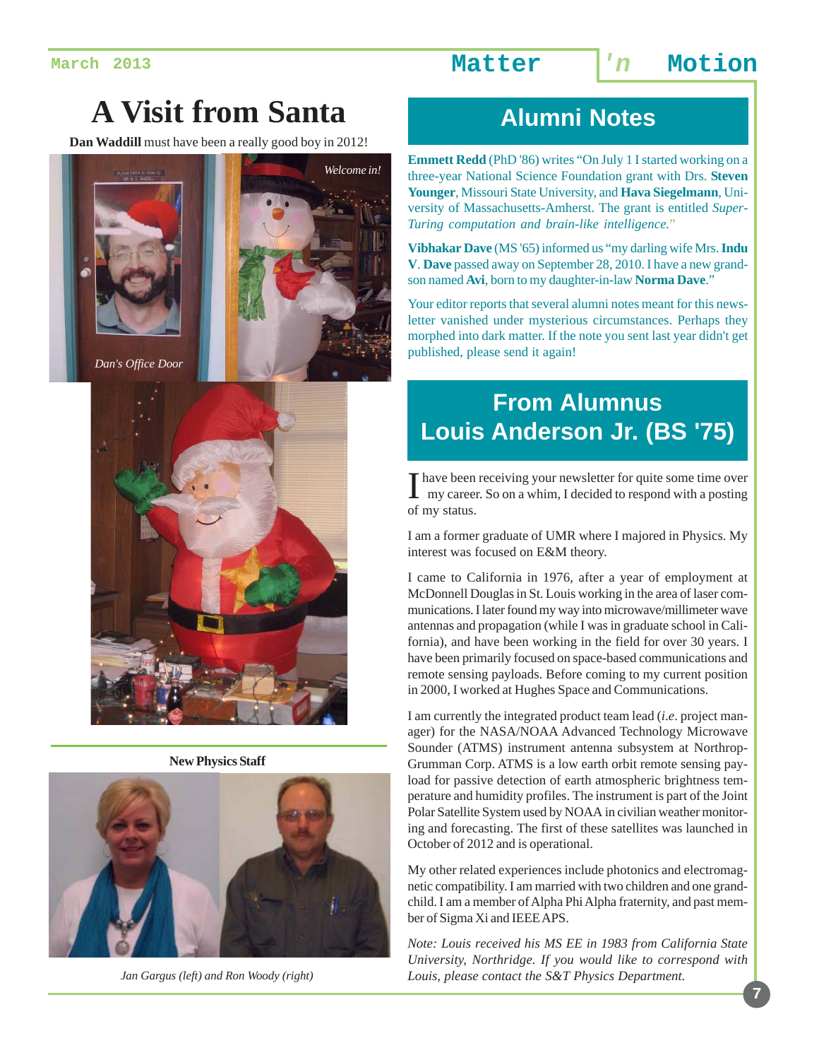# A Visit from Santa

**Dan Waddill** must have been a really good boy in 2012!

*Welcome in!*

*Dan's Office Door*

**New Physics Staff**

*Jan Gargus (left) and Ron Woody (right)*

## Alumni Notes

**Emmett Redd** (PhD '86) writes "On July 1 I started working on a three-year National Science Foundation grant with Drs. **Steven Younger**, Missouri State University, and **Hava Siegelmann**, University of Massachusetts-Amherst. The grant is entitled *Super-Turing computation and brain-like intelligence.*"

**Vibhakar Dave** (MS '65) informed us "my darling wife Mrs. **Indu V**. **Dave** passed away on September 28, 2010. I have a new grandson named **Avi**, born to my daughter-in-law **Norma Dave**."

Your editor reports that several alumni notes meant for this newsletter vanished under mysterious circumstances. Perhaps they morphed into dark matter. If the note you sent last year didn't get published, please send it again!

## From Alumnus Louis Anderson Jr. (BS '75)

I have been receiving your newsletter for quite some time over my career. So on a whim, I decided to respond with a posting of my status.

I am a former graduate of UMR where I majored in Physics. My interest was focused on E&M theory.

I came to California in 1976, after a year of employment at McDonnell Douglas in St. Louis working in the area of laser communications. I later found my way into microwave/millimeter wave antennas and propagation (while I was in graduate school in California), and have been working in the field for over 30 years. I have been primarily focused on space-based communications and remote sensing payloads. Before coming to my current position in 2000, I worked at Hughes Space and Communications.

I am currently the integrated product team lead (*i.e*. project manager) for the NASA/NOAA Advanced Technology Microwave Sounder (ATMS) instrument antenna subsystem at Northrop-Grumman Corp. ATMS is a low earth orbit remote sensing payload for passive detection of earth atmospheric brightness temperature and humidity profiles. The instrument is part of the Joint Polar Satellite System used by NOAA in civilian weather monitoring and forecasting. The first of these satellites was launched in October of 2012 and is operational.

My other related experiences include photonics and electromagnetic compatibility. I am married with two children and one grandchild. I am a member of Alpha Phi Alpha fraternity, and past member of Sigma Xi and IEEE APS.

*Note: Louis received his MS EE in 1983 from California State University, Northridge. If you would like to correspond with Louis, please contact the S&T Physics Department.*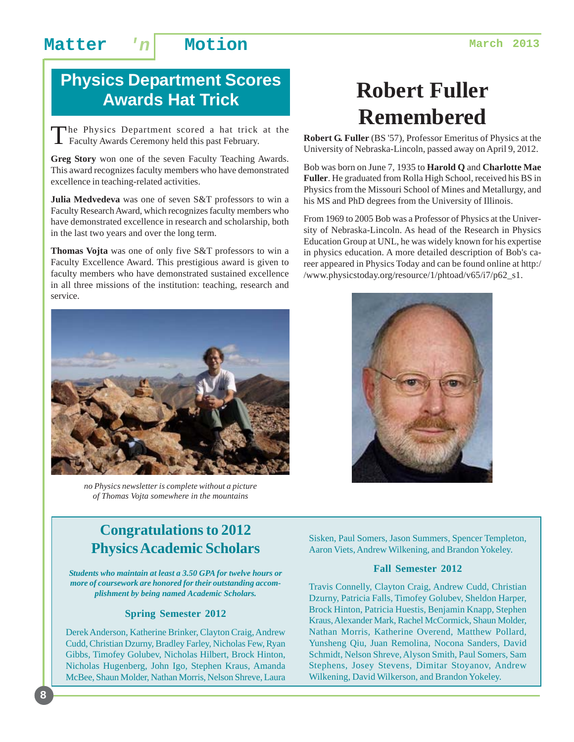## Physics Department Scores Awards Hat Trick

The Physics Department scored a hat trick at the Faculty Awards Ceremony held this past February.

**Greg Story** won one of the seven Faculty Teaching Awards. This award recognizes faculty members who have demonstrated excellence in teaching-related activities.

**Julia Medvedeva** was one of seven S&T professors to win a Faculty Research Award, which recognizes faculty members who have demonstrated excellence in research and scholarship, both in the last two years and over the long term.

**Thomas Vojta** was one of only five S&T professors to win a Faculty Excellence Award. This prestigious award is given to faculty members who have demonstrated sustained excellence in all three missions of the institution: teaching, research and service.

*no Physics newsletter is complete without a picture of Thomas Vojta somewhere in the mountains*

## Robert Fuller Remembered

**Robert G. Fuller** (BS '57), Professor Emeritus of Physics at the University of Nebraska-Lincoln, passed away on April 9, 2012.

Bob was born on June 7, 1935 to **Harold Q** and **Charlotte Mae Fuller**. He graduated from Rolla High School, received his BS in Physics from the Missouri School of Mines and Metallurgy, and his MS and PhD degrees from the University of Illinois.

From 1969 to 2005 Bob was a Professor of Physics at the University of Nebraska-Lincoln. As head of the Research in Physics Education Group at UNL, he was widely known for his expertise in physics education. A more detailed description of Bob's career appeared in Physics Today and can be found online at http://www.physicstoday.org/resource/1/phtoad/v65/i7/p62_s1.

## Congratulations to 2012 Physics Academic Scholars

***Students who maintain at least a 3.50 GPA for twelve hours or more of coursework are honored for their outstanding accomplishment by being named Academic Scholars.***

### Spring Semester 2012

Derek Anderson, Katherine Brinker, Clayton Craig, Andrew Cudd, Christian Dzurny, Bradley Farley, Nicholas Few, Ryan Gibbs, Timofey Golubev, Nicholas Hilbert, Brock Hinton, Nicholas Hugenberg, John Igo, Stephen Kraus, Amanda McBee, Shaun Molder, Nathan Morris, Nelson Shreve, Laura Sisken, Paul Somers, Jason Summers, Spencer Templeton, Aaron Viets, Andrew Wilkening, and Brandon Yokeley.

### Fall Semester 2012

Travis Connelly, Clayton Craig, Andrew Cudd, Christian Dzurny, Patricia Falls, Timofey Golubev, Sheldon Harper, Brock Hinton, Patricia Huestis, Benjamin Knapp, Stephen Kraus, Alexander Mark, Rachel McCormick, Shaun Molder, Nathan Morris, Katherine Overend, Matthew Pollard, Yunsheng Qiu, Juan Remolina, Nocona Sanders, David Schmidt, Nelson Shreve, Alyson Smith, Paul Somers, Sam Stephens, Josey Stevens, Dimitar Stoyanov, Andrew Wilkening, David Wilkerson, and Brandon Yokeley.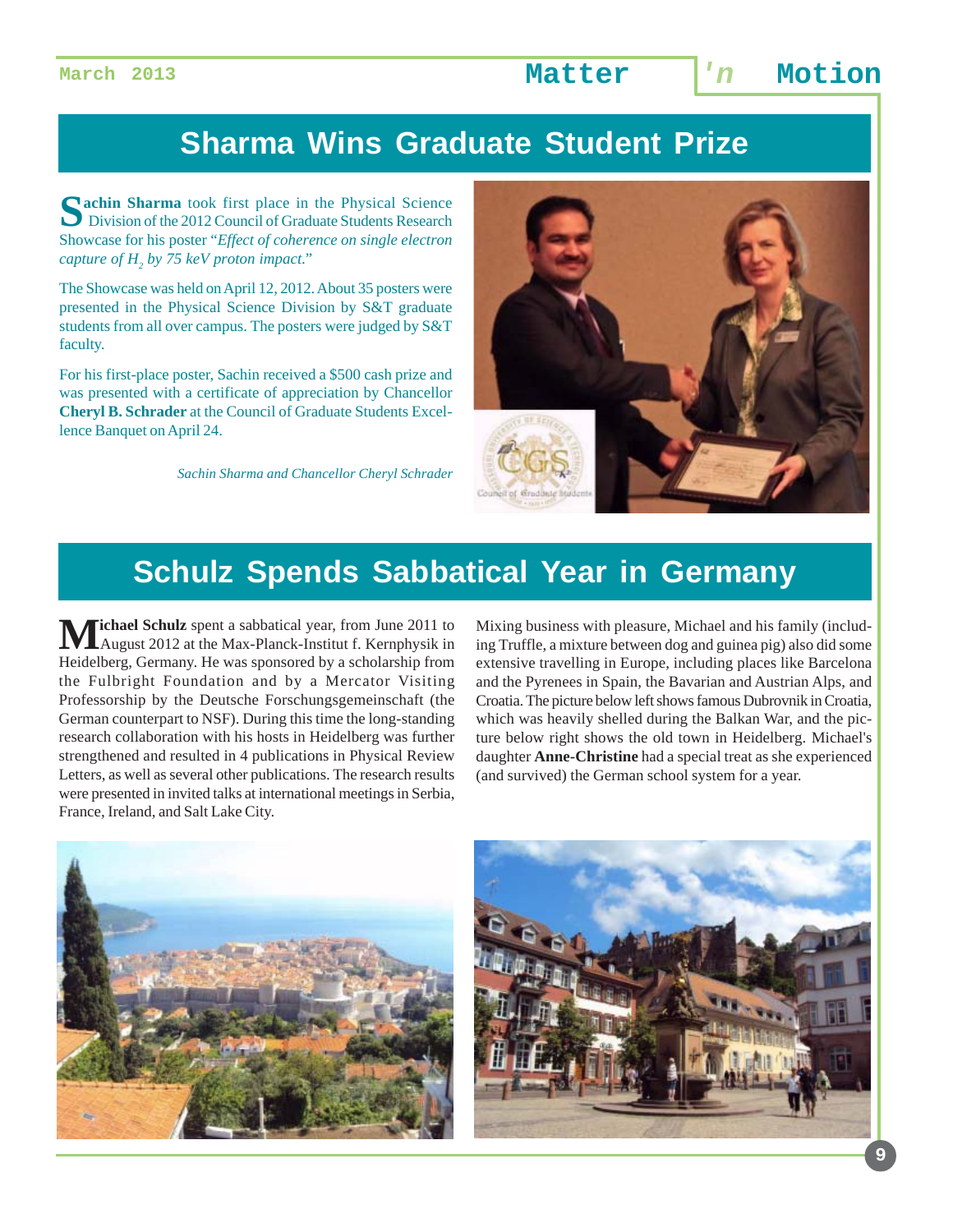## Sharma Wins Graduate Student Prize

**Sachin Sharma** took first place in the Physical Science Division of the 2012 Council of Graduate Students Research Showcase for his poster "*Effect of coherence on single electron capture of $H_2$ by 75 keV proton impact.*"

The Showcase was held on April 12, 2012. About 35 posters were presented in the Physical Science Division by S&T graduate students from all over campus. The posters were judged by S&T faculty.

For his first-place poster, Sachin received a $500 cash prize and was presented with a certificate of appreciation by Chancellor **Cheryl B. Schrader** at the Council of Graduate Students Excellence Banquet on April 24.

*Sachin Sharma and Chancellor Cheryl Schrader*

## Schulz Spends Sabbatical Year in Germany

**Michael Schulz** spent a sabbatical year, from June 2011 to August 2012 at the Max-Planck-Institut f. Kernphysik in Heidelberg, Germany. He was sponsored by a scholarship from the Fulbright Foundation and by a Mercator Visiting Professorship by the Deutsche Forschungsgemeinschaft (the German counterpart to NSF). During this time the long-standing research collaboration with his hosts in Heidelberg was further strengthened and resulted in 4 publications in Physical Review Letters, as well as several other publications. The research results were presented in invited talks at international meetings in Serbia, France, Ireland, and Salt Lake City.

Mixing business with pleasure, Michael and his family (including Truffle, a mixture between dog and guinea pig) also did some extensive travelling in Europe, including places like Barcelona and the Pyrenees in Spain, the Bavarian and Austrian Alps, and Croatia. The picture below left shows famous Dubrovnik in Croatia, which was heavily shelled during the Balkan War, and the picture below right shows the old town in Heidelberg. Michael's daughter **Anne-Christine** had a special treat as she experienced (and survived) the German school system for a year.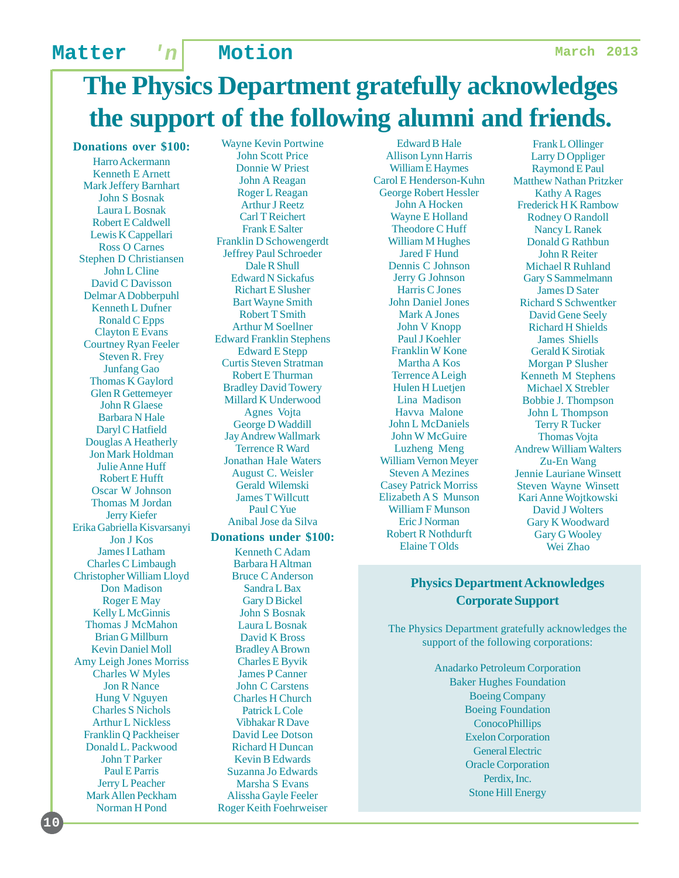# The Physics Department gratefully acknowledges the support of the following alumni and friends.

**Donations over $100:**

Harro Ackermann
Kenneth E Arnett
Mark Jeffery Barnhart
John S Bosnak
Laura L Bosnak
Robert E Caldwell
Lewis K Cappellari
Ross O Carnes
Stephen D Christiansen
John L Cline
David C Davisson
Delmar A Dobberpuhl
Kenneth L Dufner
Ronald C Epps
Clayton E Evans
Courtney Ryan Feeler
Steven R. Frey
Junfang Gao
Thomas K Gaylord
Glen R Gettemeyer
John R Glaese
Barbara N Hale
Daryl C Hatfield
Douglas A Heatherly
Jon Mark Holdman
Julie Anne Huff
Robert E Hufft
Oscar W Johnson
Thomas M Jordan
Jerry Kiefer
Erika Gabriella Kisvarsanyi
Jon J Kos
James I Latham
Charles C Limbaugh
Christopher William Lloyd
Don Madison
Roger E May
Kelly L McGinnis
Thomas J McMahon
Brian G Millburn
Kevin Daniel Moll
Amy Leigh Jones Morriss
Charles W Myles
Jon R Nance
Hung V Nguyen
Charles S Nichols
Arthur L Nickless
Franklin Q Packheiser
Donald L. Packwood
John T Parker
Paul E Parris
Jerry L Peacher
Mark Allen Peckham
Norman H Pond
Wayne Kevin Portwine
John Scott Price
Donnie W Priest
John A Reagan
Roger L Reagan
Arthur J Reetz
Carl T Reichert
Frank E Salter
Franklin D Schowengerdt
Jeffrey Paul Schroeder
Dale R Shull
Edward N Sickafus
Richart E Slusher
Bart Wayne Smith
Robert T Smith
Arthur M Soellner
Edward Franklin Stephens
Edward E Stepp
Curtis Steven Stratman
Robert E Thurman
Bradley David Towery
Millard K Underwood
Agnes Vojta
George D Waddill
Jay Andrew Wallmark
Terrence R Ward
Jonathan Hale Waters
August C. Weisler
Gerald Wilemski
James T Willcutt
Paul C Yue
Anibal Jose da Silva

**Donations under $100:**

Kenneth C Adam
Barbara H Altman
Bruce C Anderson
Sandra L Bax
Gary D Bickel
John S Bosnak
Laura L Bosnak
David K Bross
Bradley A Brown
Charles E Byvik
James P Canner
John C Carstens
Charles H Church
Patrick L Cole
Vibhakar R Dave
David Lee Dotson
Richard H Duncan
Kevin B Edwards
Suzanna Jo Edwards
Marsha S Evans
Alissha Gayle Feeler
Roger Keith Foehrweiser
Edward B Hale
Allison Lynn Harris
William E Haymes
Carol E Henderson-Kuhn
George Robert Hessler
John A Hocken
Wayne E Holland
Theodore C Huff
William M Hughes
Jared F Hund
Dennis C Johnson
Jerry G Johnson
Harris C Jones
John Daniel Jones
Mark A Jones
John V Knopp
Paul J Koehler
Franklin W Kone
Martha A Kos
Terrence A Leigh
Hulen H Luetjen
Lina Madison
Havva Malone
John L McDaniels
John W McGuire
Luzheng Meng
William Vernon Meyer
Steven A Mezines
Casey Patrick Morriss
Elizabeth A S Munson
William F Munson
Eric J Norman
Robert R Nothdurft
Elaine T Olds
Frank L Ollinger
Larry D Oppliger
Raymond E Paul
Matthew Nathan Pritzker
Kathy A Rages
Frederick H K Rambow
Rodney O Randoll
Nancy L Ranek
Donald G Rathbun
John R Reiter
Michael R Ruhland
Gary S Sammelmann
James D Sater
Richard S Schwentker
David Gene Seely
Richard H Shields
James Shiells
Gerald K Sirotiak
Morgan P Slusher
Kenneth M Stephens
Michael X Strebler
Bobbie J. Thompson
John L Thompson
Terry R Tucker
Thomas Vojta
Andrew William Walters
Zu-En Wang
Jennie Lauriane Winsett
Steven Wayne Winsett
Kari Anne Wojtkowski
David J Wolters
Gary K Woodward
Gary G Wooley
Wei Zhao

## Physics Department Acknowledges Corporate Support

The Physics Department gratefully acknowledges the support of the following corporations:

Anadarko Petroleum Corporation
Baker Hughes Foundation
Boeing Company
Boeing Foundation
ConocoPhillips
Exelon Corporation
General Electric
Oracle Corporation
Perdix, Inc.
Stone Hill Energy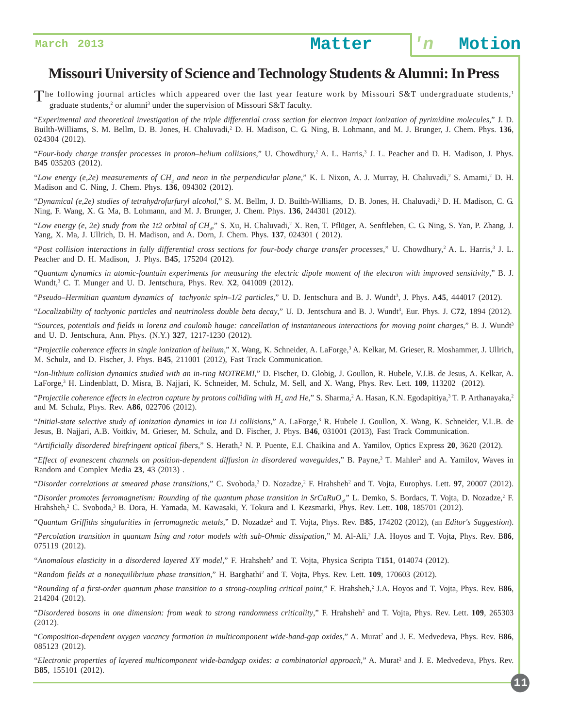# Missouri University of Science and Technology Students & Alumni: In Press

The following journal articles which appeared over the last year feature work by Missouri S&T undergraduate students,[1] graduate students,[2] or alumni[3] under the supervision of Missouri S&T faculty.

"*Experimental and theoretical investigation of the triple differential cross section for electron impact ionization of pyrimidine molecules*," J. D. Builth-Williams, S. M. Bellm, D. B. Jones, H. Chaluvadi,[2] D. H. Madison, C. G. Ning, B. Lohmann, and M. J. Brunger, J. Chem. Phys. **136**, 024304 (2012).

"*Four-body charge transfer processes in proton–helium collisions*," U. Chowdhury,[2] A. L. Harris,[3] J. L. Peacher and D. H. Madison, J. Phys. B**45** 035203 (2012).

"*Low energy (e,2e) measurements of $CH_4$ and neon in the perpendicular plane*," K. L Nixon, A. J. Murray, H. Chaluvadi,[2] S. Amami,[2] D. H. Madison and C. Ning, J. Chem. Phys. **136**, 094302 (2012).

"*Dynamical (e,2e) studies of tetrahydrofurfuryl alcohol*," S. M. Bellm, J. D. Builth-Williams, D. B. Jones, H. Chaluvadi,[2] D. H. Madison, C. G. Ning, F. Wang, X. G. Ma, B. Lohmann, and M. J. Brunger, J. Chem. Phys. **136**, 244301 (2012).

"*Low energy (e, 2e) study from the 1t2 orbital of $CH_4$*," S. Xu, H. Chaluvadi,[2] X. Ren, T. Pflüger, A. Senftleben, C. G. Ning, S. Yan, P. Zhang, J. Yang, X. Ma, J. Ullrich, D. H. Madison, and A. Dorn, J. Chem. Phys. **137**, 024301 ( 2012).

"*Post collision interactions in fully differential cross sections for four-body charge transfer processes*," U. Chowdhury,[2] A. L. Harris,[3] J. L. Peacher and D. H. Madison, J. Phys. B**45**, 175204 (2012).

"*Quantum dynamics in atomic-fountain experiments for measuring the electric dipole moment of the electron with improved sensitivity*," B. J. Wundt,[3] C. T. Munger and U. D. Jentschura, Phys. Rev. X**2**, 041009 (2012).

"*Pseudo–Hermitian quantum dynamics of tachyonic spin–1/2 particles*," U. D. Jentschura and B. J. Wundt[3], J. Phys. A**45**, 444017 (2012).

"*Localizability of tachyonic particles and neutrinoless double beta decay*," U. D. Jentschura and B. J. Wundt[3], Eur. Phys. J. C**72**, 1894 (2012).

"*Sources, potentials and fields in lorenz and coulomb hauge: cancellation of instantaneous interactions for moving point charges*," B. J. Wundt[3] and U. D. Jentschura, Ann. Phys. (N.Y.) **327**, 1217-1230 (2012).

"*Projectile coherence effects in single ionization of helium*," X. Wang, K. Schneider, A. LaForge,[3] A. Kelkar, M. Grieser, R. Moshammer, J. Ullrich, M. Schulz, and D. Fischer, J. Phys. B**45**, 211001 (2012), Fast Track Communication.

"*Ion-lithium collision dynamics studied with an in-ring MOTREMI*," D. Fischer, D. Globig, J. Goullon, R. Hubele, V.J.B. de Jesus, A. Kelkar, A. LaForge,[3] H. Lindenblatt, D. Misra, B. Najjari, K. Schneider, M. Schulz, M. Sell, and X. Wang, Phys. Rev. Lett. **109**, 113202 (2012).

"*Projectile coherence effects in electron capture by protons colliding with $H_2$ and He*," S. Sharma,[2] A. Hasan, K.N. Egodapitiya,[3] T. P. Arthanayaka,[2] and M. Schulz, Phys. Rev. A**86**, 022706 (2012).

"*Initial-state selective study of ionization dynamics in ion Li collisions*," A. LaForge,[3] R. Hubele J. Goullon, X. Wang, K. Schneider, V.L.B. de Jesus, B. Najjari, A.B. Voitkiv, M. Grieser, M. Schulz, and D. Fischer, J. Phys. B**46**, 031001 (2013), Fast Track Communication.

"*Artificially disordered birefringent optical fibers*," S. Herath,[2] N. P. Puente, E.I. Chaikina and A. Yamilov, Optics Express **20**, 3620 (2012).

"*Effect of evanescent channels on position-dependent diffusion in disordered waveguides*," B. Payne,[3] T. Mahler[2] and A. Yamilov, Waves in Random and Complex Media **23**, 43 (2013) .

"*Disorder correlations at smeared phase transitions*," C. Svoboda,[3] D. Nozadze,[2] F. Hrahsheh[2] and T. Vojta, Europhys. Lett. **97**, 20007 (2012).

"*Disorder promotes ferromagnetism: Rounding of the quantum phase transition in $SrCaRuO_3$*," L. Demko, S. Bordacs, T. Vojta, D. Nozadze,[2] F. Hrahsheh,[2] C. Svoboda,[3] B. Dora, H. Yamada, M. Kawasaki, Y. Tokura and I. Kezsmarki, Phys. Rev. Lett. **108**, 185701 (2012).

"*Quantum Griffiths singularities in ferromagnetic metals*," D. Nozadze[2] and T. Vojta, Phys. Rev. B**85**, 174202 (2012), (an *Editor's Suggestion*).

"*Percolation transition in quantum Ising and rotor models with sub-Ohmic dissipation*," M. Al-Ali,[2] J.A. Hoyos and T. Vojta, Phys. Rev. B**86**, 075119 (2012).

"*Anomalous elasticity in a disordered layered XY model*," F. Hrahsheh[2] and T. Vojta, Physica Scripta T**151**, 014074 (2012).

"*Random fields at a nonequilibrium phase transition*," H. Barghathi[2] and T. Vojta, Phys. Rev. Lett. **109**, 170603 (2012).

"*Rounding of a first-order quantum phase transition to a strong-coupling critical point*," F. Hrahsheh,[2] J.A. Hoyos and T. Vojta, Phys. Rev. B**86**, 214204 (2012).

"*Disordered bosons in one dimension: from weak to strong randomness criticality*," F. Hrahsheh[2] and T. Vojta, Phys. Rev. Lett. **109**, 265303 (2012).

"*Composition-dependent oxygen vacancy formation in multicomponent wide-band-gap oxides*," A. Murat[2] and J. E. Medvedeva, Phys. Rev. B**86**, 085123 (2012).

"*Electronic properties of layered multicomponent wide-bandgap oxides: a combinatorial approach*," A. Murat[2] and J. E. Medvedeva, Phys. Rev. B**85**, 155101 (2012).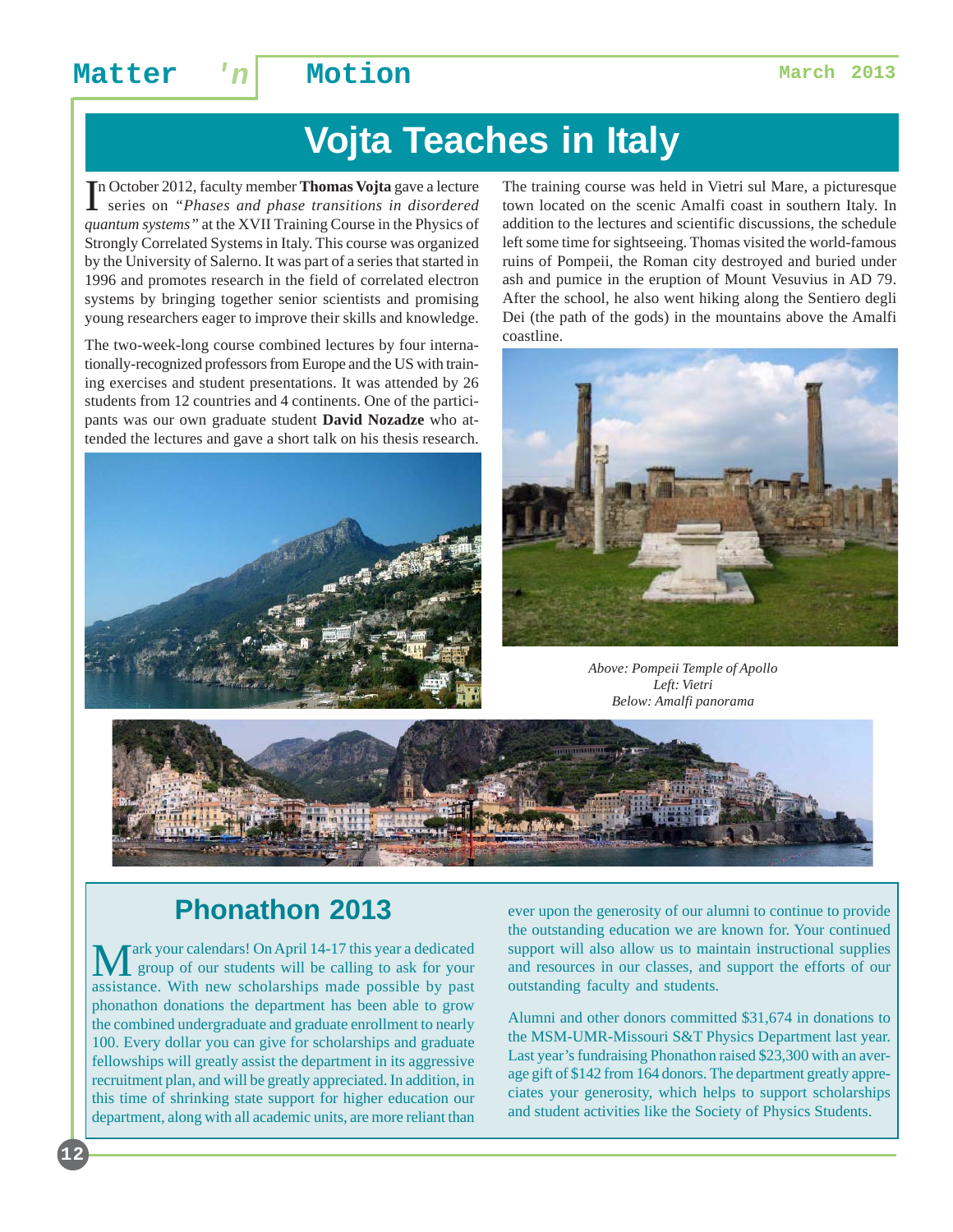# Vojta Teaches in Italy

In October 2012, faculty member **Thomas Vojta** gave a lecture series on *"Phases and phase transitions in disordered quantum systems"* at the XVII Training Course in the Physics of Strongly Correlated Systems in Italy. This course was organized by the University of Salerno. It was part of a series that started in 1996 and promotes research in the field of correlated electron systems by bringing together senior scientists and promising young researchers eager to improve their skills and knowledge.

The two-week-long course combined lectures by four internationally-recognized professors from Europe and the US with training exercises and student presentations. It was attended by 26 students from 12 countries and 4 continents. One of the participants was our own graduate student **David Nozadze** who attended the lectures and gave a short talk on his thesis research.

The training course was held in Vietri sul Mare, a picturesque town located on the scenic Amalfi coast in southern Italy. In addition to the lectures and scientific discussions, the schedule left some time for sightseeing. Thomas visited the world-famous ruins of Pompeii, the Roman city destroyed and buried under ash and pumice in the eruption of Mount Vesuvius in AD 79. After the school, he also went hiking along the Sentiero degli Dei (the path of the gods) in the mountains above the Amalfi coastline.

*Above: Pompeii Temple of Apollo*
*Left: Vietri*
*Below: Amalfi panorama*

## Phonathon 2013

Mark your calendars! On April 14-17 this year a dedicated group of our students will be calling to ask for your assistance. With new scholarships made possible by past phonathon donations the department has been able to grow the combined undergraduate and graduate enrollment to nearly 100. Every dollar you can give for scholarships and graduate fellowships will greatly assist the department in its aggressive recruitment plan, and will be greatly appreciated. In addition, in this time of shrinking state support for higher education our department, along with all academic units, are more reliant than ever upon the generosity of our alumni to continue to provide the outstanding education we are known for. Your continued support will also allow us to maintain instructional supplies and resources in our classes, and support the efforts of our outstanding faculty and students.

Alumni and other donors committed $31,674 in donations to the MSM-UMR-Missouri S&T Physics Department last year. Last year's fundraising Phonathon raised $23,300 with an average gift of $142 from 164 donors. The department greatly appreciates your generosity, which helps to support scholarships and student activities like the Society of Physics Students.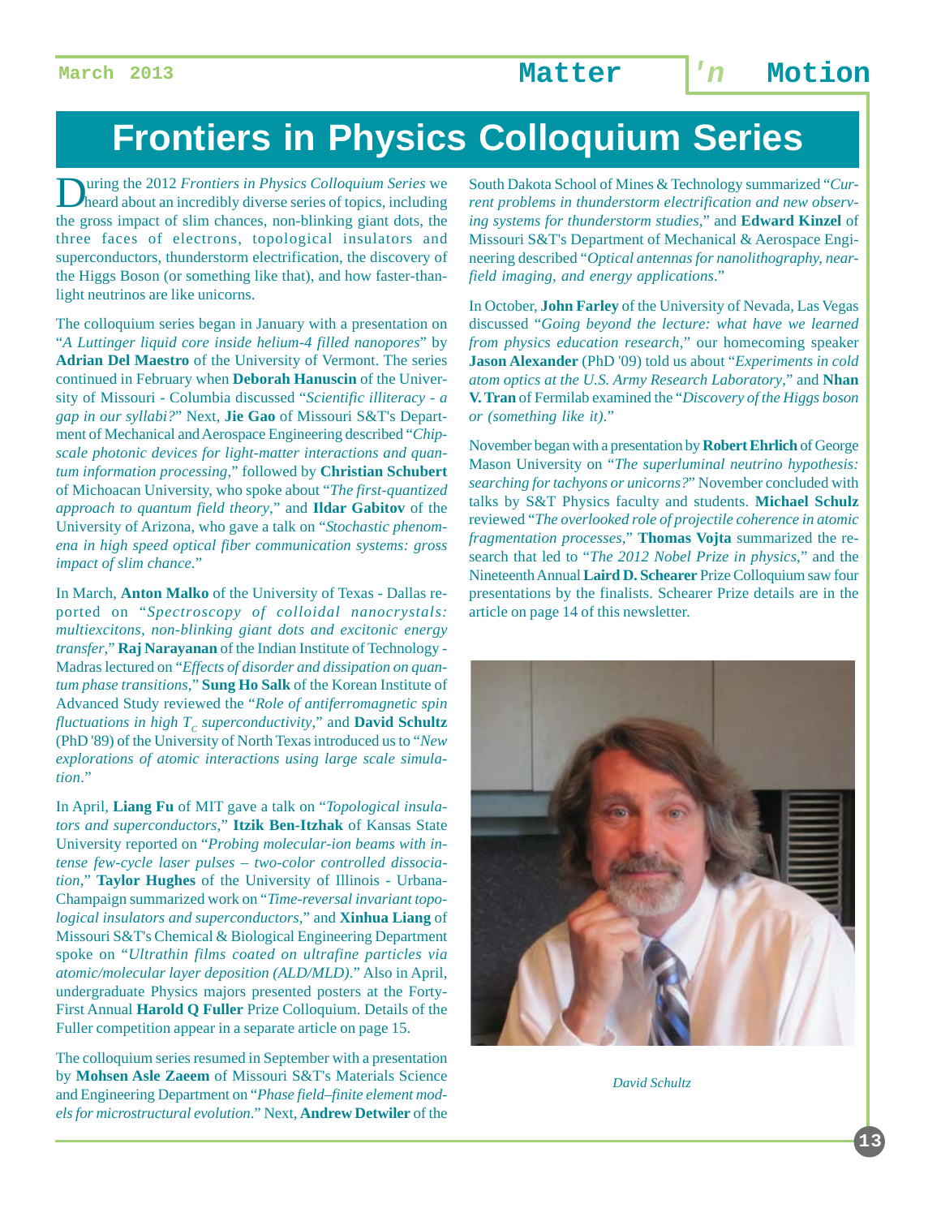# Frontiers in Physics Colloquium Series

During the 2012 *Frontiers in Physics Colloquium Series* we heard about an incredibly diverse series of topics, including the gross impact of slim chances, non-blinking giant dots, the three faces of electrons, topological insulators and superconductors, thunderstorm electrification, the discovery of the Higgs Boson (or something like that), and how faster-than-light neutrinos are like unicorns.

The colloquium series began in January with a presentation on "*A Luttinger liquid core inside helium-4 filled nanopores*" by **Adrian Del Maestro** of the University of Vermont. The series continued in February when **Deborah Hanuscin** of the University of Missouri - Columbia discussed "*Scientific illiteracy - a gap in our syllabi?*" Next, **Jie Gao** of Missouri S&T's Department of Mechanical and Aerospace Engineering described "*Chip-scale photonic devices for light-matter interactions and quantum information processing*," followed by **Christian Schubert** of Michoacan University, who spoke about "*The first-quantized approach to quantum field theory*," and **Ildar Gabitov** of the University of Arizona, who gave a talk on "*Stochastic phenomena in high speed optical fiber communication systems: gross impact of slim chance.*"

In March, **Anton Malko** of the University of Texas - Dallas reported on "*Spectroscopy of colloidal nanocrystals: multiexcitons, non-blinking giant dots and excitonic energy transfer*," **Raj Narayanan** of the Indian Institute of Technology - Madras lectured on "*Effects of disorder and dissipation on quantum phase transitions*," **Sung Ho Salk** of the Korean Institute of Advanced Study reviewed the "*Role of antiferromagnetic spin fluctuations in high $T_C$ superconductivity*," and **David Schultz** (PhD '89) of the University of North Texas introduced us to "*New explorations of atomic interactions using large scale simulation*."

In April, **Liang Fu** of MIT gave a talk on "*Topological insulators and superconductors*," **Itzik Ben-Itzhak** of Kansas State University reported on "*Probing molecular-ion beams with intense few-cycle laser pulses – two-color controlled dissociation*," **Taylor Hughes** of the University of Illinois - Urbana-Champaign summarized work on "*Time-reversal invariant topological insulators and superconductors*," and **Xinhua Liang** of Missouri S&T's Chemical & Biological Engineering Department spoke on "*Ultrathin films coated on ultrafine particles via atomic/molecular layer deposition (ALD/MLD)*." Also in April, undergraduate Physics majors presented posters at the Forty-First Annual **Harold Q Fuller** Prize Colloquium. Details of the Fuller competition appear in a separate article on page 15.

The colloquium series resumed in September with a presentation by **Mohsen Asle Zaeem** of Missouri S&T's Materials Science and Engineering Department on "*Phase field–finite element models for microstructural evolution*." Next, **Andrew Detwiler** of the South Dakota School of Mines & Technology summarized "*Current problems in thunderstorm electrification and new observing systems for thunderstorm studies*," and **Edward Kinzel** of Missouri S&T's Department of Mechanical & Aerospace Engineering described "*Optical antennas for nanolithography, near-field imaging, and energy applications*."

In October, **John Farley** of the University of Nevada, Las Vegas discussed "*Going beyond the lecture: what have we learned from physics education research*," our homecoming speaker **Jason Alexander** (PhD '09) told us about "*Experiments in cold atom optics at the U.S. Army Research Laboratory*," and **Nhan V. Tran** of Fermilab examined the "*Discovery of the Higgs boson or (something like it)*."

November began with a presentation by **Robert Ehrlich** of George Mason University on "*The superluminal neutrino hypothesis: searching for tachyons or unicorns?*" November concluded with talks by S&T Physics faculty and students. **Michael Schulz** reviewed "*The overlooked role of projectile coherence in atomic fragmentation processes*," **Thomas Vojta** summarized the research that led to "*The 2012 Nobel Prize in physics*," and the Nineteenth Annual **Laird D. Schearer** Prize Colloquium saw four presentations by the finalists. Schearer Prize details are in the article on page 14 of this newsletter.

*David Schultz*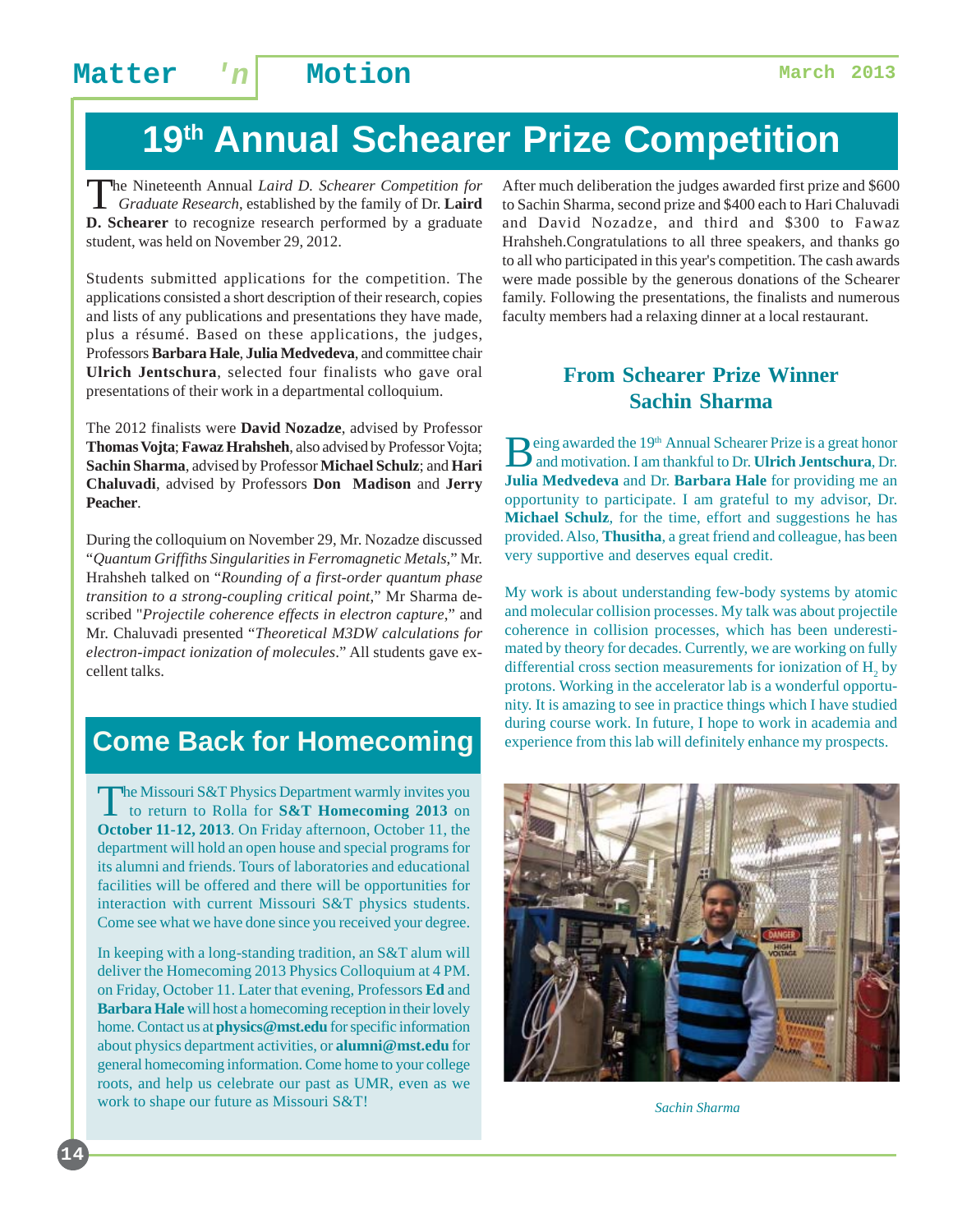# 19th Annual Schearer Prize Competition

The Nineteenth Annual *Laird D. Schearer Competition for Graduate Research*, established by the family of Dr. **Laird D. Schearer** to recognize research performed by a graduate student, was held on November 29, 2012.

Students submitted applications for the competition. The applications consisted a short description of their research, copies and lists of any publications and presentations they have made, plus a résumé. Based on these applications, the judges, Professors **Barbara Hale**, **Julia Medvedeva**, and committee chair **Ulrich Jentschura**, selected four finalists who gave oral presentations of their work in a departmental colloquium.

The 2012 finalists were **David Nozadze**, advised by Professor **Thomas Vojta**; **Fawaz Hrahsheh**, also advised by Professor Vojta; **Sachin Sharma**, advised by Professor **Michael Schulz**; and **Hari Chaluvadi**, advised by Professors **Don Madison** and **Jerry Peacher**.

During the colloquium on November 29, Mr. Nozadze discussed "*Quantum Griffiths Singularities in Ferromagnetic Metals*," Mr. Hrahsheh talked on "*Rounding of a first-order quantum phase transition to a strong-coupling critical point*," Mr Sharma described "*Projectile coherence effects in electron capture*," and Mr. Chaluvadi presented "*Theoretical M3DW calculations for electron-impact ionization of molecules*." All students gave excellent talks.

After much deliberation the judges awarded first prize and $600 to Sachin Sharma, second prize and $400 each to Hari Chaluvadi and David Nozadze, and third and $300 to Fawaz Hrahsheh.Congratulations to all three speakers, and thanks go to all who participated in this year's competition. The cash awards were made possible by the generous donations of the Schearer family. Following the presentations, the finalists and numerous faculty members had a relaxing dinner at a local restaurant.

## From Schearer Prize Winner Sachin Sharma

Being awarded the 19th Annual Schearer Prize is a great honor and motivation. I am thankful to Dr. **Ulrich Jentschura**, Dr. **Julia Medvedeva** and Dr. **Barbara Hale** for providing me an opportunity to participate. I am grateful to my advisor, Dr. **Michael Schulz**, for the time, effort and suggestions he has provided. Also, **Thusitha**, a great friend and colleague, has been very supportive and deserves equal credit.

My work is about understanding few-body systems by atomic and molecular collision processes. My talk was about projectile coherence in collision processes, which has been underestimated by theory for decades. Currently, we are working on fully differential cross section measurements for ionization of $H_2$ by protons. Working in the accelerator lab is a wonderful opportunity. It is amazing to see in practice things which I have studied during course work. In future, I hope to work in academia and experience from this lab will definitely enhance my prospects.

*Sachin Sharma*

# Come Back for Homecoming

The Missouri S&T Physics Department warmly invites you to return to Rolla for **S&T Homecoming 2013** on **October 11-12, 2013**. On Friday afternoon, October 11, the department will hold an open house and special programs for its alumni and friends. Tours of laboratories and educational facilities will be offered and there will be opportunities for interaction with current Missouri S&T physics students. Come see what we have done since you received your degree.

In keeping with a long-standing tradition, an S&T alum will deliver the Homecoming 2013 Physics Colloquium at 4 PM. on Friday, October 11. Later that evening, Professors **Ed** and **Barbara Hale** will host a homecoming reception in their lovely home. Contact us at **physics@mst.edu** for specific information about physics department activities, or **alumni@mst.edu** for general homecoming information. Come home to your college roots, and help us celebrate our past as UMR, even as we work to shape our future as Missouri S&T!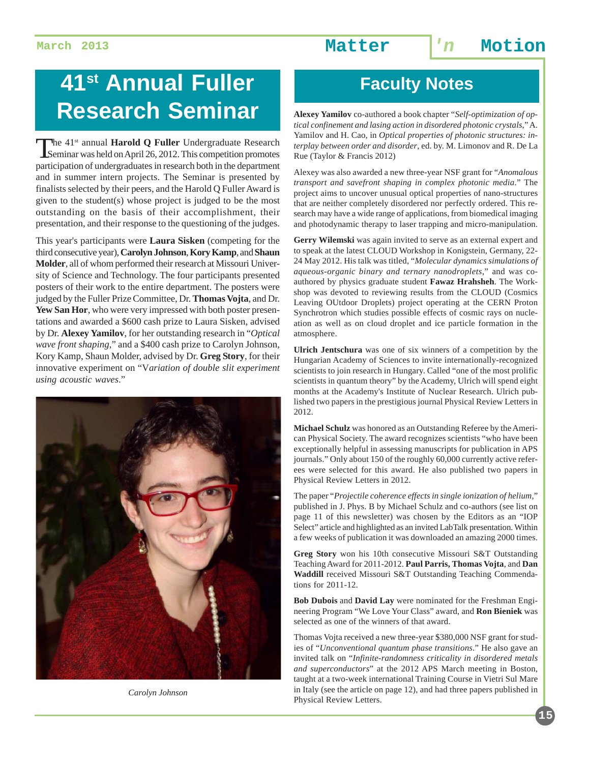# 41st Annual Fuller Research Seminar

The 41st annual **Harold Q Fuller** Undergraduate Research Seminar was held on April 26, 2012. This competition promotes participation of undergraduates in research both in the department and in summer intern projects. The Seminar is presented by finalists selected by their peers, and the Harold Q Fuller Award is given to the student(s) whose project is judged to be the most outstanding on the basis of their accomplishment, their presentation, and their response to the questioning of the judges.

This year's participants were **Laura Sisken** (competing for the third consecutive year), **Carolyn Johnson**, **Kory Kamp**, and **Shaun Molder**, all of whom performed their research at Missouri University of Science and Technology. The four participants presented posters of their work to the entire department. The posters were judged by the Fuller Prize Committee, Dr. **Thomas Vojta**, and Dr. **Yew San Hor**, who were very impressed with both poster presentations and awarded a $600 cash prize to Laura Sisken, advised by Dr. **Alexey Yamilov**, for her outstanding research in "*Optical wave front shaping*," and a $400 cash prize to Carolyn Johnson, Kory Kamp, Shaun Molder, advised by Dr. **Greg Story**, for their innovative experiment on "V*ariation of double slit experiment using acoustic waves*."

*Carolyn Johnson*

# Faculty Notes

**Alexey Yamilov** co-authored a book chapter "*Self-optimization of optical confinement and lasing action in disordered photonic crystals*," A. Yamilov and H. Cao, in *Optical properties of photonic structures: interplay between order and disorder*, ed. by. M. Limonov and R. De La Rue (Taylor & Francis 2012)

Alexey was also awarded a new three-year NSF grant for "*Anomalous transport and savefront shaping in complex photonic media*." The project aims to uncover unusual optical properties of nano-structures that are neither completely disordered nor perfectly ordered. This research may have a wide range of applications, from biomedical imaging and photodynamic therapy to laser trapping and micro-manipulation.

**Gerry Wilemski** was again invited to serve as an external expert and to speak at the latest CLOUD Workshop in Konigstein, Germany, 22-24 May 2012. His talk was titled, "*Molecular dynamics simulations of aqueous-organic binary and ternary nanodroplets*," and was co-authored by physics graduate student **Fawaz Hrahsheh**. The Workshop was devoted to reviewing results from the CLOUD (Cosmics Leaving OUtdoor Droplets) project operating at the CERN Proton Synchrotron which studies possible effects of cosmic rays on nucleation as well as on cloud droplet and ice particle formation in the atmosphere.

**Ulrich Jentschura** was one of six winners of a competition by the Hungarian Academy of Sciences to invite internationally-recognized scientists to join research in Hungary. Called "one of the most prolific scientists in quantum theory" by the Academy, Ulrich will spend eight months at the Academy's Institute of Nuclear Research. Ulrich published two papers in the prestigious journal Physical Review Letters in 2012.

**Michael Schulz** was honored as an Outstanding Referee by the American Physical Society. The award recognizes scientists "who have been exceptionally helpful in assessing manuscripts for publication in APS journals." Only about 150 of the roughly 60,000 currently active referees were selected for this award. He also published two papers in Physical Review Letters in 2012.

The paper "*Projectile coherence effects in single ionization of helium*," published in J. Phys. B by Michael Schulz and co-authors (see list on page 11 of this newsletter) was chosen by the Editors as an "IOP Select" article and highlighted as an invited LabTalk presentation. Within a few weeks of publication it was downloaded an amazing 2000 times.

**Greg Story** won his 10th consecutive Missouri S&T Outstanding Teaching Award for 2011-2012. **Paul Parris, Thomas Vojta**, and **Dan Waddill** received Missouri S&T Outstanding Teaching Commendations for 2011-12.

**Bob Dubois** and **David Lay** were nominated for the Freshman Engineering Program "We Love Your Class" award, and **Ron Bieniek** was selected as one of the winners of that award.

Thomas Vojta received a new three-year $380,000 NSF grant for studies of "*Unconventional quantum phase transitions*." He also gave an invited talk on "*Infinite-randomness criticality in disordered metals and superconductors*" at the 2012 APS March meeting in Boston, taught at a two-week international Training Course in Vietri Sul Mare in Italy (see the article on page 12), and had three papers published in Physical Review Letters.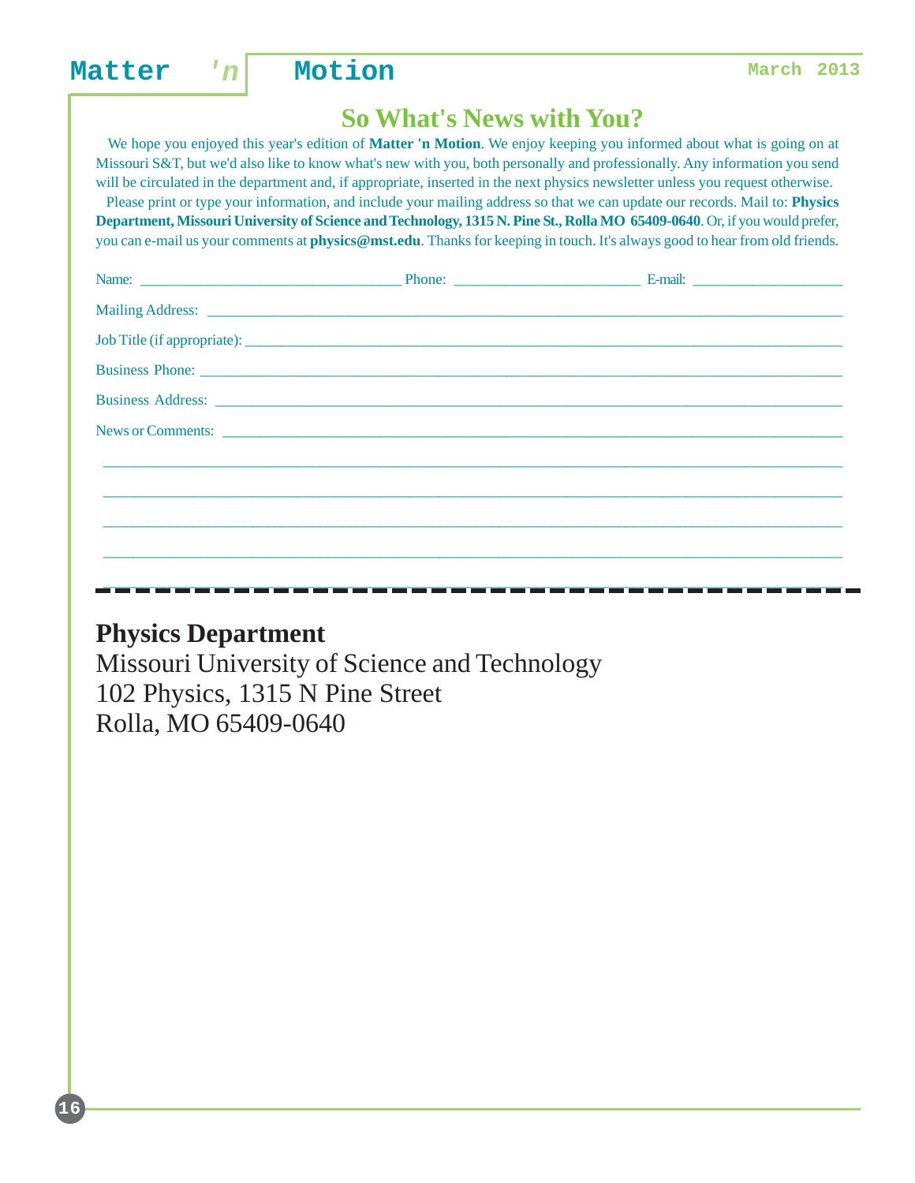## So What's News with You?

We hope you enjoyed this year's edition of **Matter 'n Motion**. We enjoy keeping you informed about what is going on at Missouri S&T, but we'd also like to know what's new with you, both personally and professionally. Any information you send will be circulated in the department and, if appropriate, inserted in the next physics newsletter unless you request otherwise.

Please print or type your information, and include your mailing address so that we can update our records. Mail to: **Physics Department, Missouri University of Science and Technology, 1315 N. Pine St., Rolla MO 65409-0640**. Or, if you would prefer, you can e-mail us your comments at **physics@mst.edu**. Thanks for keeping in touch. It's always good to hear from old friends.

Name: ______________________________ Phone: ______________________ E-mail: ____________________

Mailing Address: ________________________________________________________________________

Job Title (if appropriate): ________________________________________________________________

Business Phone: ________________________________________________________________________

Business Address: _______________________________________________________________________

News or Comments: ______________________________________________________________________

_______________________________________________________________________________________

_______________________________________________________________________________________

_______________________________________________________________________________________

_______________________________________________________________________________________

**Physics Department**
Missouri University of Science and Technology
102 Physics, 1315 N Pine Street
Rolla, MO 65409-0640